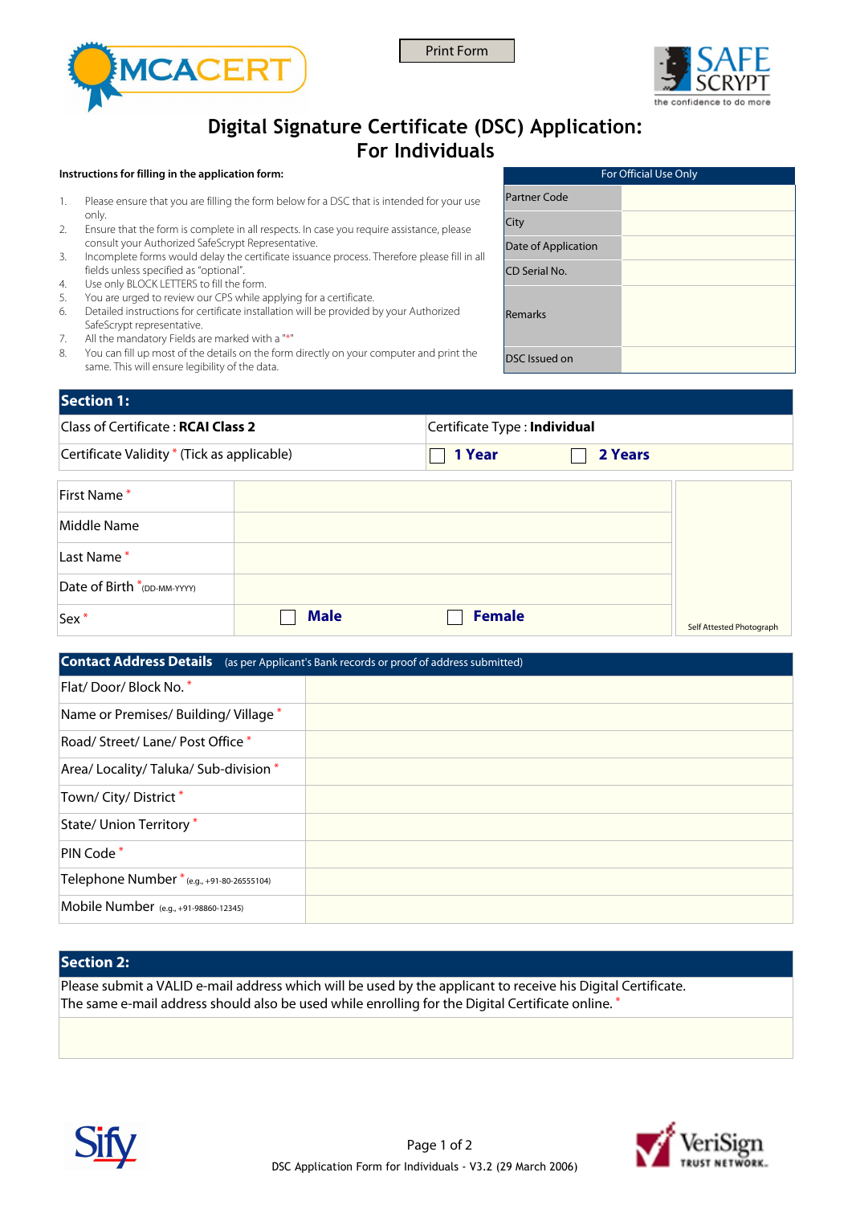Print Form

MCACERT

SAFE SCRYPT
the confidence to do more

# Digital Signature Certificate (DSC) Application: For Individuals

**Instructions for filling in the application form:**

1. Please ensure that you are filling the form below for a DSC that is intended for your use only.
2. Ensure that the form is complete in all respects. In case you require assistance, please consult your Authorized SafeScrypt Representative.
3. Incomplete forms would delay the certificate issuance process. Therefore please fill in all fields unless specified as "optional".
4. Use only BLOCK LETTERS to fill the form.
5. You are urged to review our CPS while applying for a certificate.
6. Detailed instructions for certificate installation will be provided by your Authorized SafeScrypt representative.
7. All the mandatory Fields are marked with a "*"
8. You can fill up most of the details on the form directly on your computer and print the same. This will ensure legibility of the data.

| For Official Use Only | |
|---|---|
| Partner Code | |
| City | |
| Date of Application | |
| CD Serial No. | |
| Remarks | |
| DSC Issued on | |

## Section 1:

| Class of Certificate : **RCAI Class 2** | Certificate Type : **Individual** | |
|---|---|---|
| Certificate Validity * (Tick as applicable) | ☐ **1 Year** | ☐ **2 Years** |

| | | | |
|---|---|---|---|
| First Name * | | | Self Attested Photograph |
| Middle Name | | | |
| Last Name * | | | |
| Date of Birth * (DD-MM-YYYY) | | | |
| Sex * | ☐ **Male** | ☐ **Female** | |

| **Contact Address Details** (as per Applicant's Bank records or proof of address submitted) | |
|---|---|
| Flat/ Door/ Block No. * | |
| Name or Premises/ Building/ Village * | |
| Road/ Street/ Lane/ Post Office * | |
| Area/ Locality/ Taluka/ Sub-division * | |
| Town/ City/ District * | |
| State/ Union Territory * | |
| PIN Code * | |
| Telephone Number * (e.g., +91-80-26555104) | |
| Mobile Number (e.g., +91-98860-12345) | |

## Section 2:

Please submit a VALID e-mail address which will be used by the applicant to receive his Digital Certificate. The same e-mail address should also be used while enrolling for the Digital Certificate online. *

Sify

DSC Application Form for Individuals - V3.2 (29 March 2006)

VeriSign TRUST NETWORK.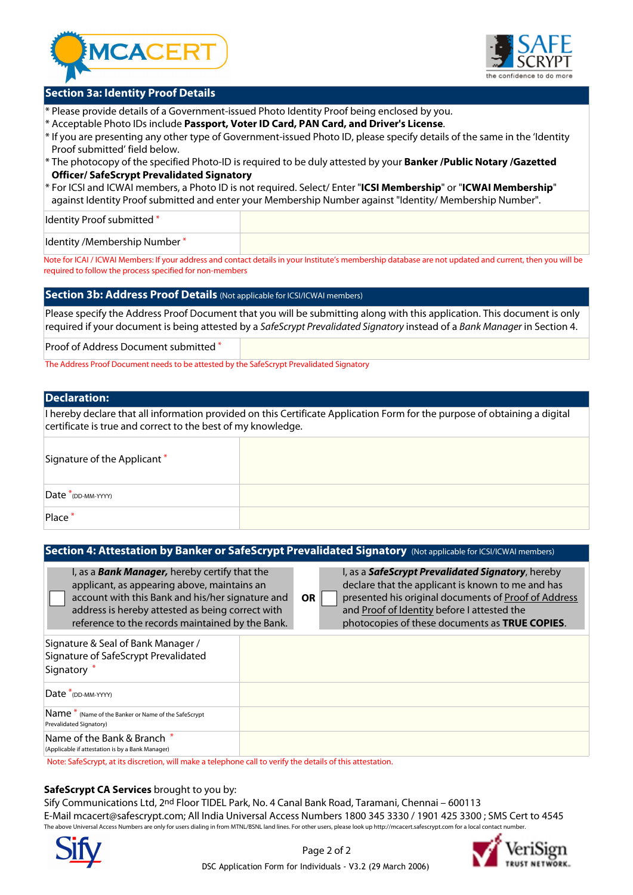## Section 3a: Identity Proof Details

* Please provide details of a Government-issued Photo Identity Proof being enclosed by you.
* Acceptable Photo IDs include **Passport, Voter ID Card, PAN Card, and Driver's License**.
* If you are presenting any other type of Government-issued Photo ID, please specify details of the same in the 'Identity Proof submitted' field below.
* The photocopy of the specified Photo-ID is required to be duly attested by your **Banker /Public Notary /Gazetted Officer/ SafeScrypt Prevalidated Signatory**
* For ICSI and ICWAI members, a Photo ID is not required. Select/ Enter "**ICSI Membership**" or "**ICWAI Membership**" against Identity Proof submitted and enter your Membership Number against "Identity/ Membership Number".

| | |
|---|---|
| Identity Proof submitted * | |
| Identity /Membership Number * | |

Note for ICAI / ICWAI Members: If your address and contact details in your Institute's membership database are not updated and current, then you will be required to follow the process specified for non-members

## Section 3b: Address Proof Details (Not applicable for ICSI/ICWAI members)

Please specify the Address Proof Document that you will be submitting along with this application. This document is only required if your document is being attested by a *SafeScrypt Prevalidated Signatory* instead of a *Bank Manager* in Section 4.

| | |
|---|---|
| Proof of Address Document submitted * | |

The Address Proof Document needs to be attested by the SafeScrypt Prevalidated Signatory

## Declaration:

I hereby declare that all information provided on this Certificate Application Form for the purpose of obtaining a digital certificate is true and correct to the best of my knowledge.

| | |
|---|---|
| Signature of the Applicant * | |
| Date * (DD-MM-YYYY) | |
| Place * | |

## Section 4: Attestation by Banker or SafeScrypt Prevalidated Signatory (Not applicable for ICSI/ICWAI members)

☐ I, as a ***Bank Manager,*** hereby certify that the applicant, as appearing above, maintains an account with this Bank and his/her signature and address is hereby attested as being correct with reference to the records maintained by the Bank.

**OR**

☐ I, as a ***SafeScrypt Prevalidated Signatory***, hereby declare that the applicant is known to me and has presented his original documents of Proof of Address and Proof of Identity before I attested the photocopies of these documents as **TRUE COPIES**.

| | |
|---|---|
| Signature & Seal of Bank Manager / Signature of SafeScrypt Prevalidated Signatory * | |
| Date * (DD-MM-YYYY) | |
| Name * (Name of the Banker or Name of the SafeScrypt Prevalidated Signatory) | |
| Name of the Bank & Branch * (Applicable if attestation is by a Bank Manager) | |

Note: SafeScrypt, at its discretion, will make a telephone call to verify the details of this attestation.

**SafeScrypt CA Services** brought to you by:
Sify Communications Ltd, 2nd Floor TIDEL Park, No. 4 Canal Bank Road, Taramani, Chennai – 600113
E-Mail mcacert@safescrypt.com; All India Universal Access Numbers 1800 345 3330 / 1901 425 3300 ; SMS Cert to 4545
The above Universal Access Numbers are only for users dialing in from MTNL/BSNL land lines. For other users, please look up http://mcacert.safescrypt.com for a local contact number.

DSC Application Form for Individuals - V3.2 (29 March 2006)